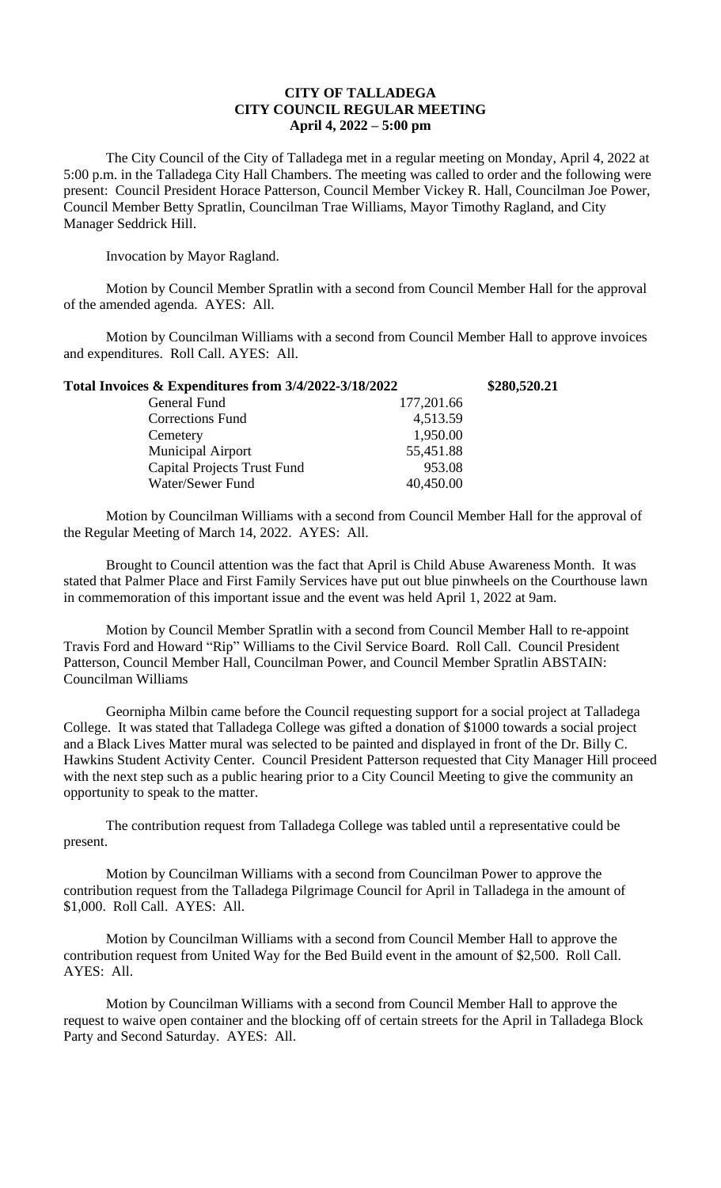# CITY OF TALLADEGA
## CITY COUNCIL REGULAR MEETING
### April 4, 2022 – 5:00 pm

The City Council of the City of Talladega met in a regular meeting on Monday, April 4, 2022 at 5:00 p.m. in the Talladega City Hall Chambers. The meeting was called to order and the following were present: Council President Horace Patterson, Council Member Vickey R. Hall, Councilman Joe Power, Council Member Betty Spratlin, Councilman Trae Williams, Mayor Timothy Ragland, and City Manager Seddrick Hill.

Invocation by Mayor Ragland.

Motion by Council Member Spratlin with a second from Council Member Hall for the approval of the amended agenda. AYES: All.

Motion by Councilman Williams with a second from Council Member Hall to approve invoices and expenditures. Roll Call. AYES: All.

| **Total Invoices & Expenditures from 3/4/2022-3/18/2022** | | **$280,520.21** |
|---|---|---|
| General Fund | 177,201.66 | |
| Corrections Fund | 4,513.59 | |
| Cemetery | 1,950.00 | |
| Municipal Airport | 55,451.88 | |
| Capital Projects Trust Fund | 953.08 | |
| Water/Sewer Fund | 40,450.00 | |

Motion by Councilman Williams with a second from Council Member Hall for the approval of the Regular Meeting of March 14, 2022. AYES: All.

Brought to Council attention was the fact that April is Child Abuse Awareness Month. It was stated that Palmer Place and First Family Services have put out blue pinwheels on the Courthouse lawn in commemoration of this important issue and the event was held April 1, 2022 at 9am.

Motion by Council Member Spratlin with a second from Council Member Hall to re-appoint Travis Ford and Howard "Rip" Williams to the Civil Service Board. Roll Call. Council President Patterson, Council Member Hall, Councilman Power, and Council Member Spratlin ABSTAIN: Councilman Williams

Geornipha Milbin came before the Council requesting support for a social project at Talladega College. It was stated that Talladega College was gifted a donation of $1000 towards a social project and a Black Lives Matter mural was selected to be painted and displayed in front of the Dr. Billy C. Hawkins Student Activity Center. Council President Patterson requested that City Manager Hill proceed with the next step such as a public hearing prior to a City Council Meeting to give the community an opportunity to speak to the matter.

The contribution request from Talladega College was tabled until a representative could be present.

Motion by Councilman Williams with a second from Councilman Power to approve the contribution request from the Talladega Pilgrimage Council for April in Talladega in the amount of $1,000. Roll Call. AYES: All.

Motion by Councilman Williams with a second from Council Member Hall to approve the contribution request from United Way for the Bed Build event in the amount of $2,500. Roll Call. AYES: All.

Motion by Councilman Williams with a second from Council Member Hall to approve the request to waive open container and the blocking off of certain streets for the April in Talladega Block Party and Second Saturday. AYES: All.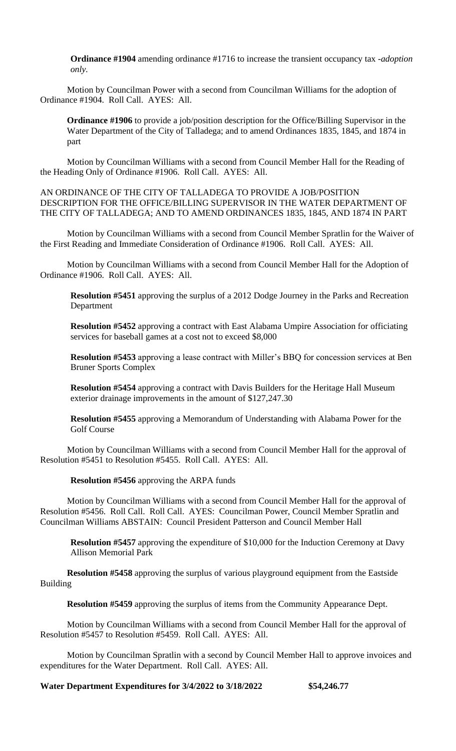**Ordinance #1904** amending ordinance #1716 to increase the transient occupancy tax -*adoption only.*

Motion by Councilman Power with a second from Councilman Williams for the adoption of Ordinance #1904. Roll Call. AYES: All.

**Ordinance #1906** to provide a job/position description for the Office/Billing Supervisor in the Water Department of the City of Talladega; and to amend Ordinances 1835, 1845, and 1874 in part

Motion by Councilman Williams with a second from Council Member Hall for the Reading of the Heading Only of Ordinance #1906. Roll Call. AYES: All.

AN ORDINANCE OF THE CITY OF TALLADEGA TO PROVIDE A JOB/POSITION DESCRIPTION FOR THE OFFICE/BILLING SUPERVISOR IN THE WATER DEPARTMENT OF THE CITY OF TALLADEGA; AND TO AMEND ORDINANCES 1835, 1845, AND 1874 IN PART

Motion by Councilman Williams with a second from Council Member Spratlin for the Waiver of the First Reading and Immediate Consideration of Ordinance #1906. Roll Call. AYES: All.

Motion by Councilman Williams with a second from Council Member Hall for the Adoption of Ordinance #1906. Roll Call. AYES: All.

**Resolution #5451** approving the surplus of a 2012 Dodge Journey in the Parks and Recreation Department

**Resolution #5452** approving a contract with East Alabama Umpire Association for officiating services for baseball games at a cost not to exceed $8,000

**Resolution #5453** approving a lease contract with Miller's BBQ for concession services at Ben Bruner Sports Complex

**Resolution #5454** approving a contract with Davis Builders for the Heritage Hall Museum exterior drainage improvements in the amount of $127,247.30

**Resolution #5455** approving a Memorandum of Understanding with Alabama Power for the Golf Course

Motion by Councilman Williams with a second from Council Member Hall for the approval of Resolution #5451 to Resolution #5455. Roll Call. AYES: All.

**Resolution #5456** approving the ARPA funds

Motion by Councilman Williams with a second from Council Member Hall for the approval of Resolution #5456. Roll Call. Roll Call. AYES: Councilman Power, Council Member Spratlin and Councilman Williams ABSTAIN: Council President Patterson and Council Member Hall

**Resolution #5457** approving the expenditure of $10,000 for the Induction Ceremony at Davy Allison Memorial Park

**Resolution #5458** approving the surplus of various playground equipment from the Eastside Building

**Resolution #5459** approving the surplus of items from the Community Appearance Dept.

Motion by Councilman Williams with a second from Council Member Hall for the approval of Resolution #5457 to Resolution #5459. Roll Call. AYES: All.

Motion by Councilman Spratlin with a second by Council Member Hall to approve invoices and expenditures for the Water Department. Roll Call. AYES: All.

**Water Department Expenditures for 3/4/2022 to 3/18/2022 $54,246.77**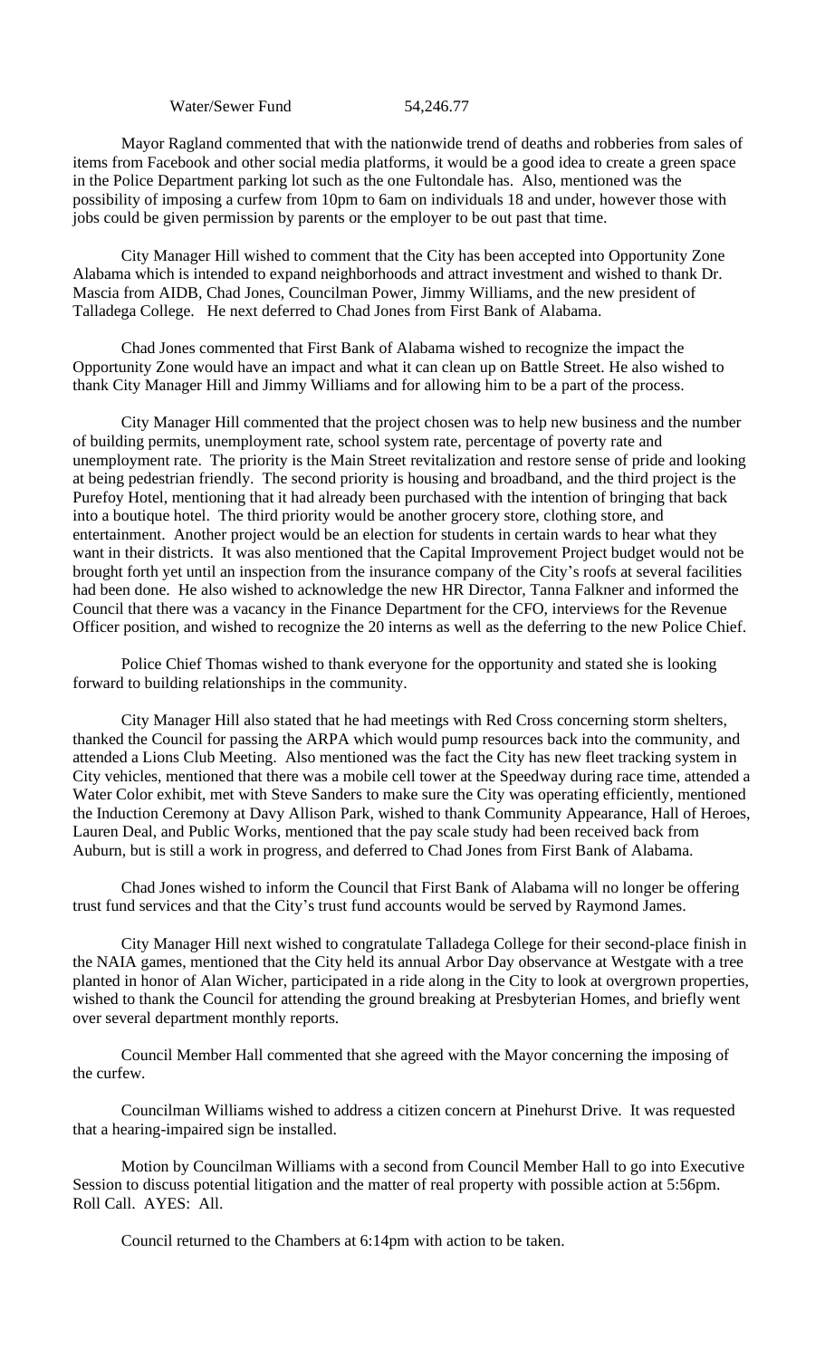Water/Sewer Fund 54,246.77

Mayor Ragland commented that with the nationwide trend of deaths and robberies from sales of items from Facebook and other social media platforms, it would be a good idea to create a green space in the Police Department parking lot such as the one Fultondale has. Also, mentioned was the possibility of imposing a curfew from 10pm to 6am on individuals 18 and under, however those with jobs could be given permission by parents or the employer to be out past that time.

City Manager Hill wished to comment that the City has been accepted into Opportunity Zone Alabama which is intended to expand neighborhoods and attract investment and wished to thank Dr. Mascia from AIDB, Chad Jones, Councilman Power, Jimmy Williams, and the new president of Talladega College. He next deferred to Chad Jones from First Bank of Alabama.

Chad Jones commented that First Bank of Alabama wished to recognize the impact the Opportunity Zone would have an impact and what it can clean up on Battle Street. He also wished to thank City Manager Hill and Jimmy Williams and for allowing him to be a part of the process.

City Manager Hill commented that the project chosen was to help new business and the number of building permits, unemployment rate, school system rate, percentage of poverty rate and unemployment rate. The priority is the Main Street revitalization and restore sense of pride and looking at being pedestrian friendly. The second priority is housing and broadband, and the third project is the Purefoy Hotel, mentioning that it had already been purchased with the intention of bringing that back into a boutique hotel. The third priority would be another grocery store, clothing store, and entertainment. Another project would be an election for students in certain wards to hear what they want in their districts. It was also mentioned that the Capital Improvement Project budget would not be brought forth yet until an inspection from the insurance company of the City's roofs at several facilities had been done. He also wished to acknowledge the new HR Director, Tanna Falkner and informed the Council that there was a vacancy in the Finance Department for the CFO, interviews for the Revenue Officer position, and wished to recognize the 20 interns as well as the deferring to the new Police Chief.

Police Chief Thomas wished to thank everyone for the opportunity and stated she is looking forward to building relationships in the community.

City Manager Hill also stated that he had meetings with Red Cross concerning storm shelters, thanked the Council for passing the ARPA which would pump resources back into the community, and attended a Lions Club Meeting. Also mentioned was the fact the City has new fleet tracking system in City vehicles, mentioned that there was a mobile cell tower at the Speedway during race time, attended a Water Color exhibit, met with Steve Sanders to make sure the City was operating efficiently, mentioned the Induction Ceremony at Davy Allison Park, wished to thank Community Appearance, Hall of Heroes, Lauren Deal, and Public Works, mentioned that the pay scale study had been received back from Auburn, but is still a work in progress, and deferred to Chad Jones from First Bank of Alabama.

Chad Jones wished to inform the Council that First Bank of Alabama will no longer be offering trust fund services and that the City's trust fund accounts would be served by Raymond James.

City Manager Hill next wished to congratulate Talladega College for their second-place finish in the NAIA games, mentioned that the City held its annual Arbor Day observance at Westgate with a tree planted in honor of Alan Wicher, participated in a ride along in the City to look at overgrown properties, wished to thank the Council for attending the ground breaking at Presbyterian Homes, and briefly went over several department monthly reports.

Council Member Hall commented that she agreed with the Mayor concerning the imposing of the curfew.

Councilman Williams wished to address a citizen concern at Pinehurst Drive. It was requested that a hearing-impaired sign be installed.

Motion by Councilman Williams with a second from Council Member Hall to go into Executive Session to discuss potential litigation and the matter of real property with possible action at 5:56pm. Roll Call. AYES: All.

Council returned to the Chambers at 6:14pm with action to be taken.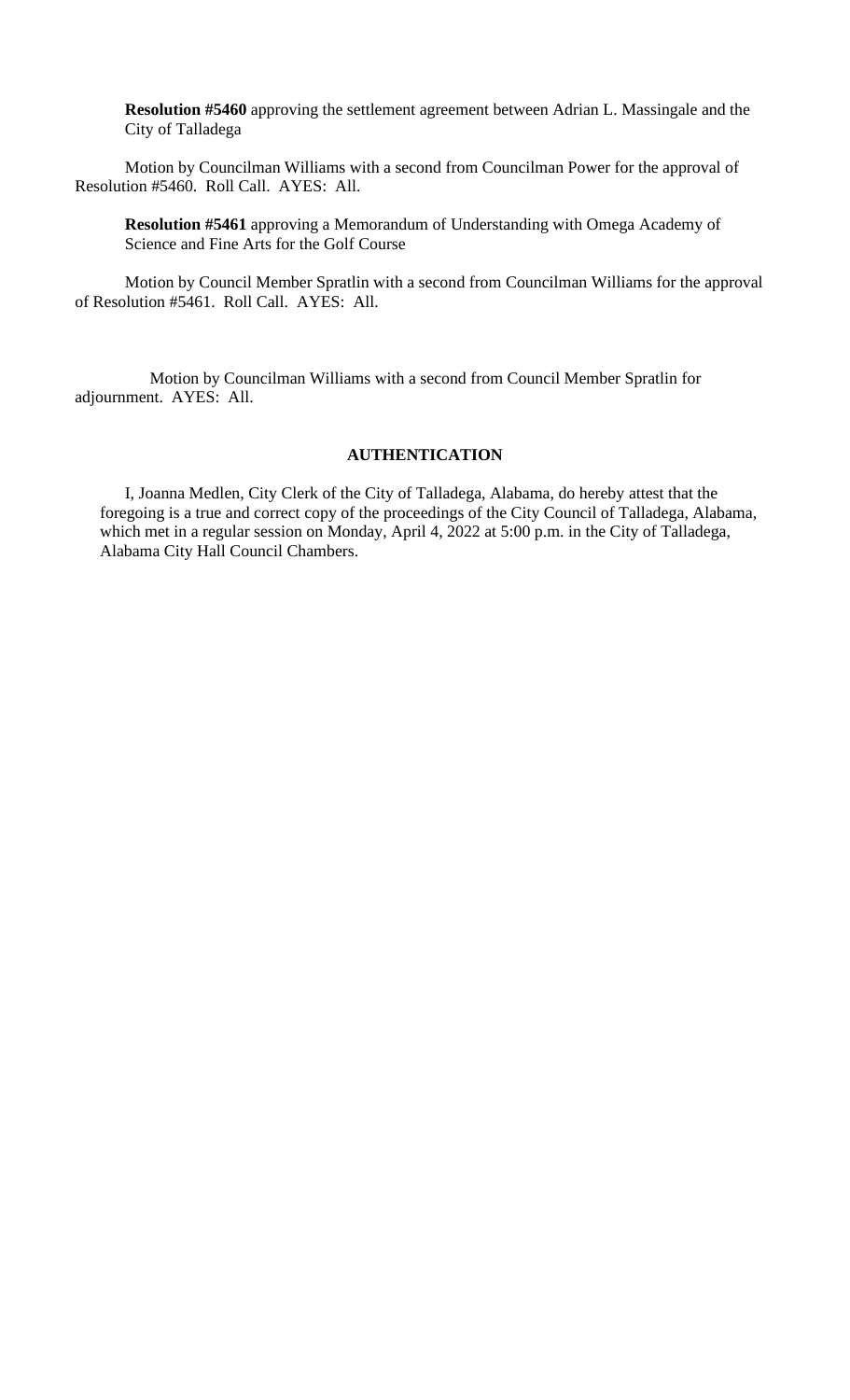**Resolution #5460** approving the settlement agreement between Adrian L. Massingale and the City of Talladega

Motion by Councilman Williams with a second from Councilman Power for the approval of Resolution #5460. Roll Call. AYES: All.

**Resolution #5461** approving a Memorandum of Understanding with Omega Academy of Science and Fine Arts for the Golf Course

Motion by Council Member Spratlin with a second from Councilman Williams for the approval of Resolution #5461. Roll Call. AYES: All.

Motion by Councilman Williams with a second from Council Member Spratlin for adjournment. AYES: All.

**AUTHENTICATION**

I, Joanna Medlen, City Clerk of the City of Talladega, Alabama, do hereby attest that the foregoing is a true and correct copy of the proceedings of the City Council of Talladega, Alabama, which met in a regular session on Monday, April 4, 2022 at 5:00 p.m. in the City of Talladega, Alabama City Hall Council Chambers.